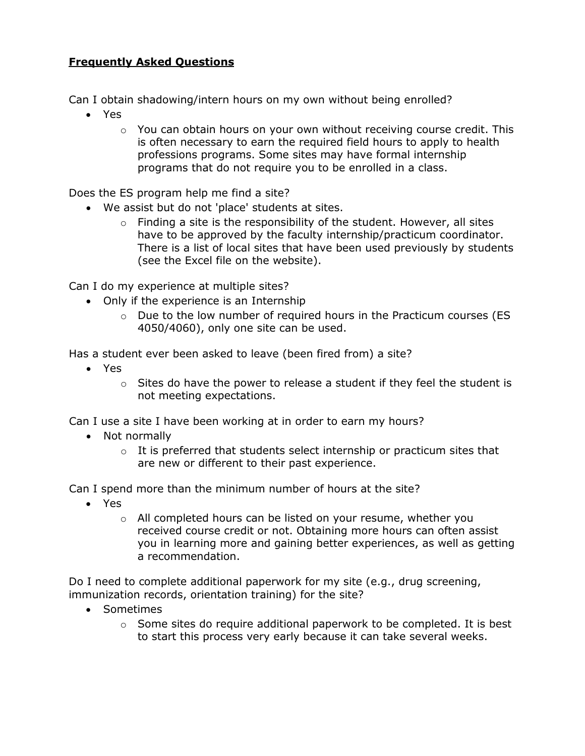**<u>Frequently Asked Questions</u>**

Can I obtain shadowing/intern hours on my own without being enrolled?

- Yes
  - You can obtain hours on your own without receiving course credit. This is often necessary to earn the required field hours to apply to health professions programs. Some sites may have formal internship programs that do not require you to be enrolled in a class.

Does the ES program help me find a site?

- We assist but do not 'place' students at sites.
  - Finding a site is the responsibility of the student. However, all sites have to be approved by the faculty internship/practicum coordinator. There is a list of local sites that have been used previously by students (see the Excel file on the website).

Can I do my experience at multiple sites?

- Only if the experience is an Internship
  - Due to the low number of required hours in the Practicum courses (ES 4050/4060), only one site can be used.

Has a student ever been asked to leave (been fired from) a site?

- Yes
  - Sites do have the power to release a student if they feel the student is not meeting expectations.

Can I use a site I have been working at in order to earn my hours?

- Not normally
  - It is preferred that students select internship or practicum sites that are new or different to their past experience.

Can I spend more than the minimum number of hours at the site?

- Yes
  - All completed hours can be listed on your resume, whether you received course credit or not. Obtaining more hours can often assist you in learning more and gaining better experiences, as well as getting a recommendation.

Do I need to complete additional paperwork for my site (e.g., drug screening, immunization records, orientation training) for the site?

- Sometimes
  - Some sites do require additional paperwork to be completed. It is best to start this process very early because it can take several weeks.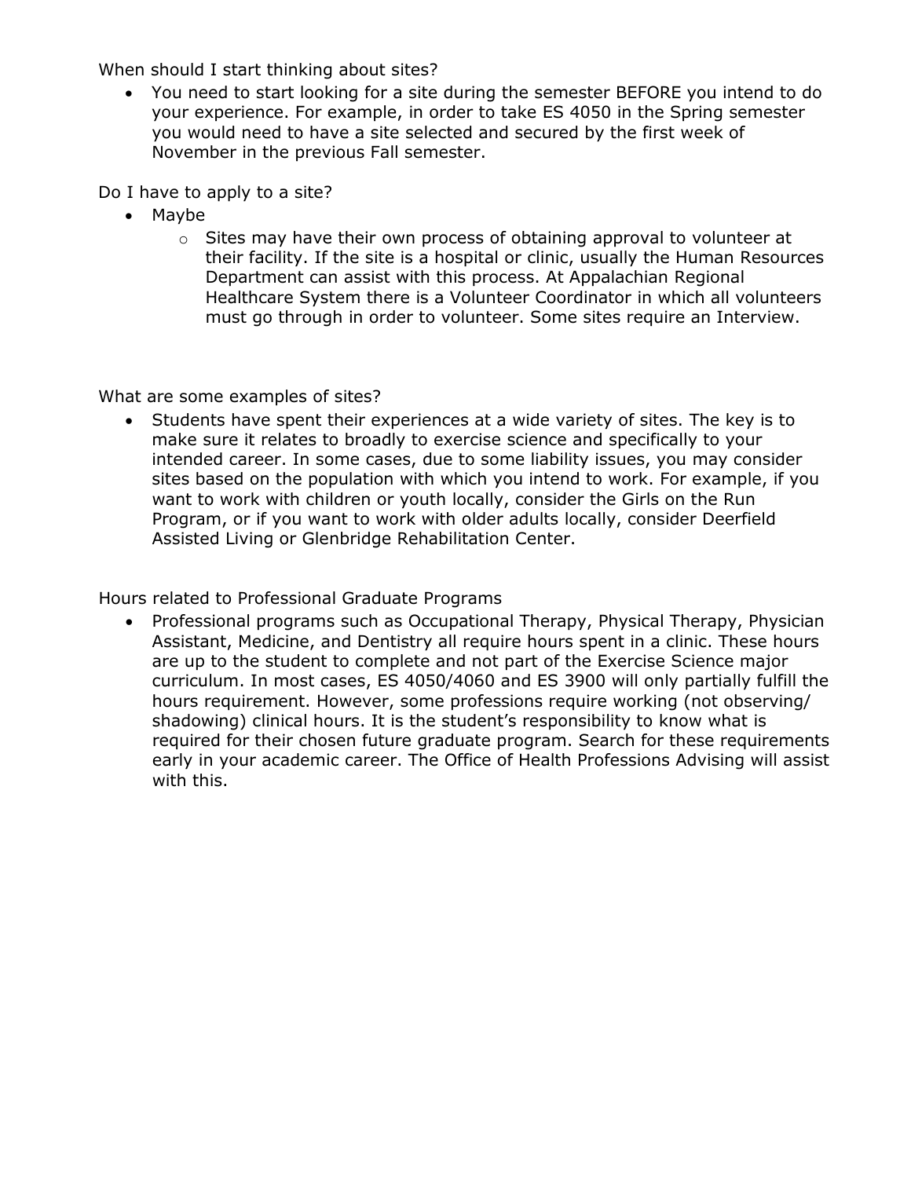When should I start thinking about sites?

- You need to start looking for a site during the semester BEFORE you intend to do your experience. For example, in order to take ES 4050 in the Spring semester you would need to have a site selected and secured by the first week of November in the previous Fall semester.

Do I have to apply to a site?

- Maybe
  - Sites may have their own process of obtaining approval to volunteer at their facility. If the site is a hospital or clinic, usually the Human Resources Department can assist with this process. At Appalachian Regional Healthcare System there is a Volunteer Coordinator in which all volunteers must go through in order to volunteer. Some sites require an Interview.

What are some examples of sites?

- Students have spent their experiences at a wide variety of sites. The key is to make sure it relates to broadly to exercise science and specifically to your intended career. In some cases, due to some liability issues, you may consider sites based on the population with which you intend to work. For example, if you want to work with children or youth locally, consider the Girls on the Run Program, or if you want to work with older adults locally, consider Deerfield Assisted Living or Glenbridge Rehabilitation Center.

Hours related to Professional Graduate Programs

- Professional programs such as Occupational Therapy, Physical Therapy, Physician Assistant, Medicine, and Dentistry all require hours spent in a clinic. These hours are up to the student to complete and not part of the Exercise Science major curriculum. In most cases, ES 4050/4060 and ES 3900 will only partially fulfill the hours requirement. However, some professions require working (not observing/ shadowing) clinical hours. It is the student's responsibility to know what is required for their chosen future graduate program. Search for these requirements early in your academic career. The Office of Health Professions Advising will assist with this.